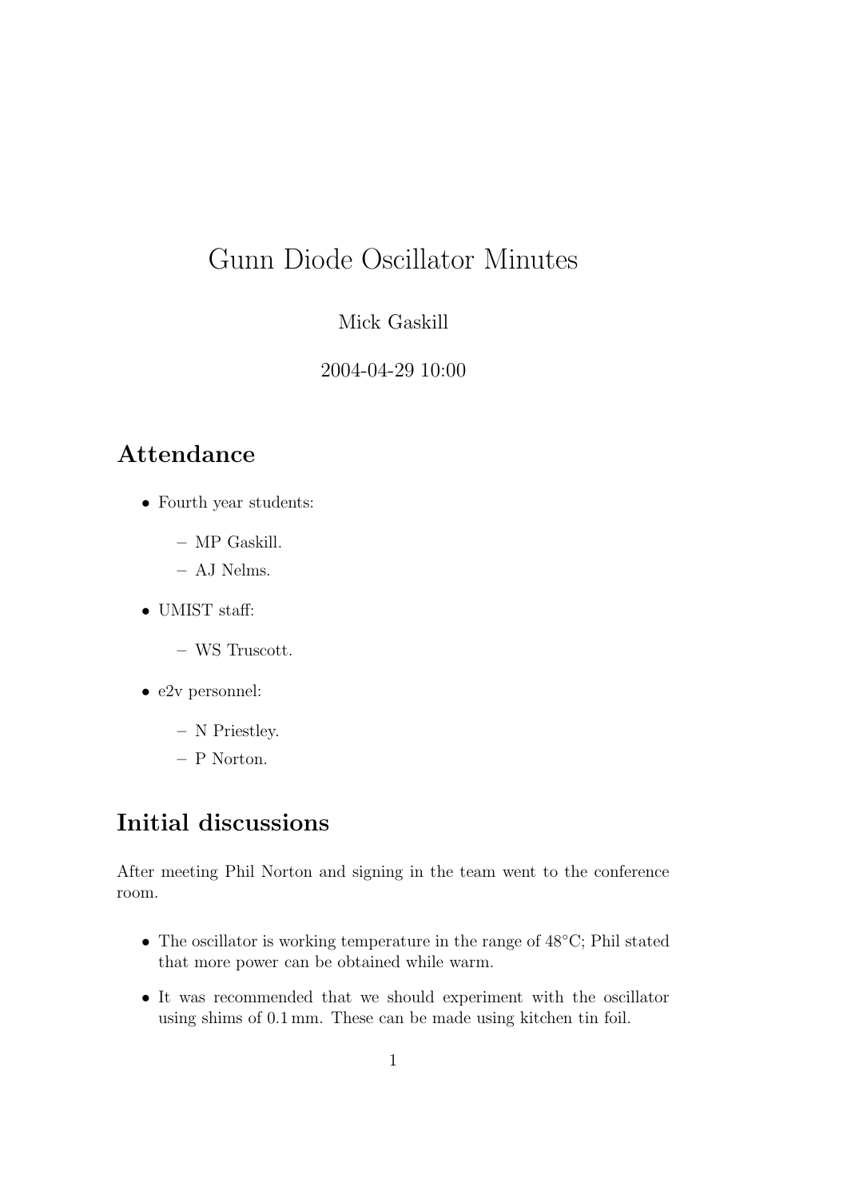# Gunn Diode Oscillator Minutes

Mick Gaskill

2004-04-29 10:00

## Attendance

- Fourth year students:
  - MP Gaskill.
  - AJ Nelms.
- UMIST staff:
  - WS Truscott.
- e2v personnel:
  - N Priestley.
  - P Norton.

## Initial discussions

After meeting Phil Norton and signing in the team went to the conference room.

- The oscillator is working temperature in the range of 48°C; Phil stated that more power can be obtained while warm.
- It was recommended that we should experiment with the oscillator using shims of 0.1 mm. These can be made using kitchen tin foil.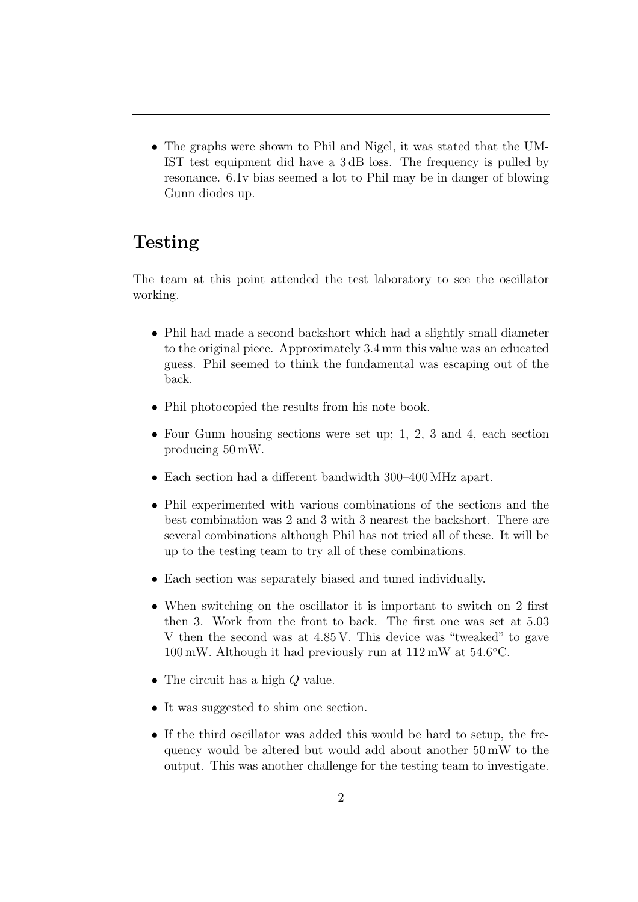- The graphs were shown to Phil and Nigel, it was stated that the UMIST test equipment did have a 3 dB loss. The frequency is pulled by resonance. 6.1v bias seemed a lot to Phil may be in danger of blowing Gunn diodes up.

## Testing

The team at this point attended the test laboratory to see the oscillator working.

- Phil had made a second backshort which had a slightly small diameter to the original piece. Approximately 3.4 mm this value was an educated guess. Phil seemed to think the fundamental was escaping out of the back.
- Phil photocopied the results from his note book.
- Four Gunn housing sections were set up; 1, 2, 3 and 4, each section producing 50 mW.
- Each section had a different bandwidth 300–400 MHz apart.
- Phil experimented with various combinations of the sections and the best combination was 2 and 3 with 3 nearest the backshort. There are several combinations although Phil has not tried all of these. It will be up to the testing team to try all of these combinations.
- Each section was separately biased and tuned individually.
- When switching on the oscillator it is important to switch on 2 first then 3. Work from the front to back. The first one was set at 5.03 V then the second was at 4.85 V. This device was "tweaked" to gave 100 mW. Although it had previously run at 112 mW at 54.6°C.
- The circuit has a high $Q$ value.
- It was suggested to shim one section.
- If the third oscillator was added this would be hard to setup, the frequency would be altered but would add about another 50 mW to the output. This was another challenge for the testing team to investigate.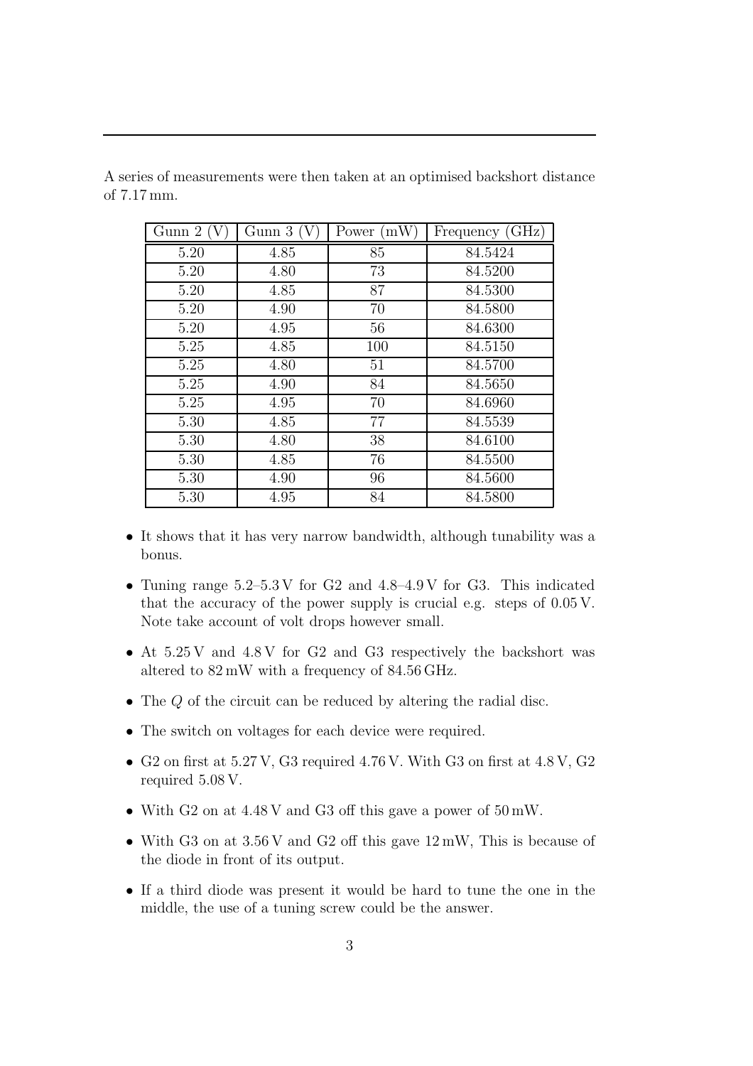A series of measurements were then taken at an optimised backshort distance of 7.17 mm.

| Gunn 2 (V) | Gunn 3 (V) | Power (mW) | Frequency (GHz) |
|---|---|---|---|
| 5.20 | 4.85 | 85 | 84.5424 |
| 5.20 | 4.80 | 73 | 84.5200 |
| 5.20 | 4.85 | 87 | 84.5300 |
| 5.20 | 4.90 | 70 | 84.5800 |
| 5.20 | 4.95 | 56 | 84.6300 |
| 5.25 | 4.85 | 100 | 84.5150 |
| 5.25 | 4.80 | 51 | 84.5700 |
| 5.25 | 4.90 | 84 | 84.5650 |
| 5.25 | 4.95 | 70 | 84.6960 |
| 5.30 | 4.85 | 77 | 84.5539 |
| 5.30 | 4.80 | 38 | 84.6100 |
| 5.30 | 4.85 | 76 | 84.5500 |
| 5.30 | 4.90 | 96 | 84.5600 |
| 5.30 | 4.95 | 84 | 84.5800 |

- It shows that it has very narrow bandwidth, although tunability was a bonus.
- Tuning range 5.2–5.3 V for G2 and 4.8–4.9 V for G3. This indicated that the accuracy of the power supply is crucial e.g. steps of 0.05 V. Note take account of volt drops however small.
- At 5.25 V and 4.8 V for G2 and G3 respectively the backshort was altered to 82 mW with a frequency of 84.56 GHz.
- The $Q$ of the circuit can be reduced by altering the radial disc.
- The switch on voltages for each device were required.
- G2 on first at 5.27 V, G3 required 4.76 V. With G3 on first at 4.8 V, G2 required 5.08 V.
- With G2 on at 4.48 V and G3 off this gave a power of 50 mW.
- With G3 on at 3.56 V and G2 off this gave 12 mW, This is because of the diode in front of its output.
- If a third diode was present it would be hard to tune the one in the middle, the use of a tuning screw could be the answer.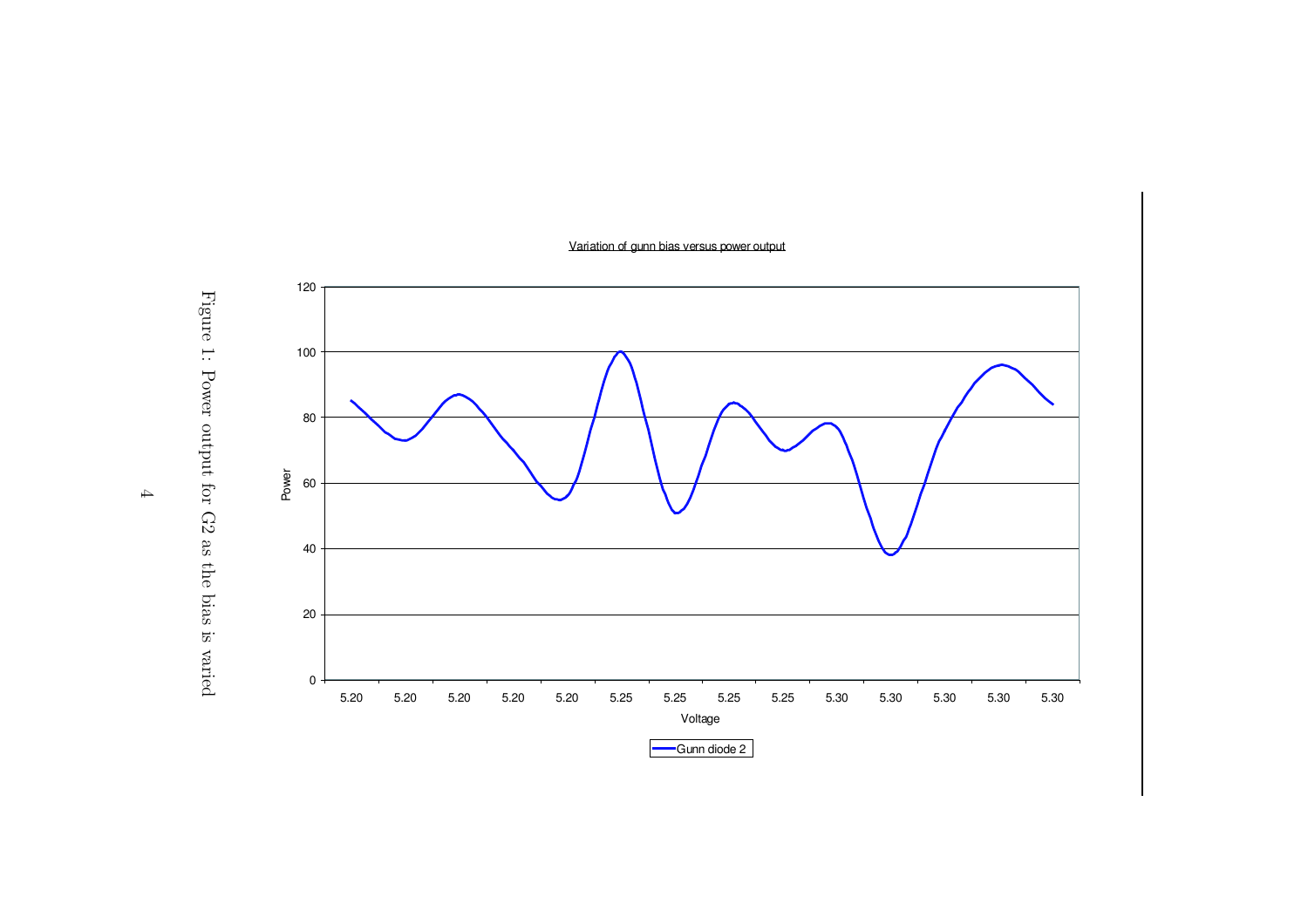Variation of gunn bias versus power output

Power

Voltage

Gunn diode 2

Figure 1: Power output for G2 as the bias is varied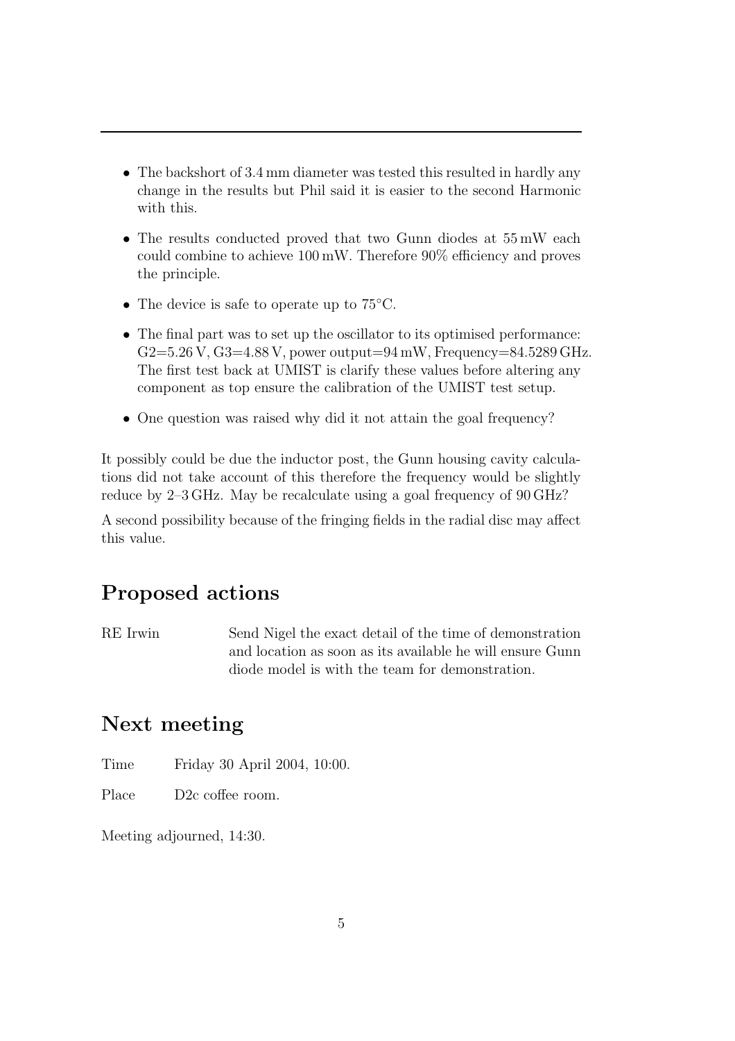- The backshort of 3.4 mm diameter was tested this resulted in hardly any change in the results but Phil said it is easier to the second Harmonic with this.
- The results conducted proved that two Gunn diodes at 55 mW each could combine to achieve 100 mW. Therefore 90% efficiency and proves the principle.
- The device is safe to operate up to 75°C.
- The final part was to set up the oscillator to its optimised performance: G2=5.26 V, G3=4.88 V, power output=94 mW, Frequency=84.5289 GHz. The first test back at UMIST is clarify these values before altering any component as top ensure the calibration of the UMIST test setup.
- One question was raised why did it not attain the goal frequency?

It possibly could be due the inductor post, the Gunn housing cavity calculations did not take account of this therefore the frequency would be slightly reduce by 2–3 GHz. May be recalculate using a goal frequency of 90 GHz?

A second possibility because of the fringing fields in the radial disc may affect this value.

## Proposed actions

| | |
|---|---|
| RE Irwin | Send Nigel the exact detail of the time of demonstration and location as soon as its available he will ensure Gunn diode model is with the team for demonstration. |

## Next meeting

| | |
|---|---|
| Time | Friday 30 April 2004, 10:00. |
| Place | D2c coffee room. |

Meeting adjourned, 14:30.